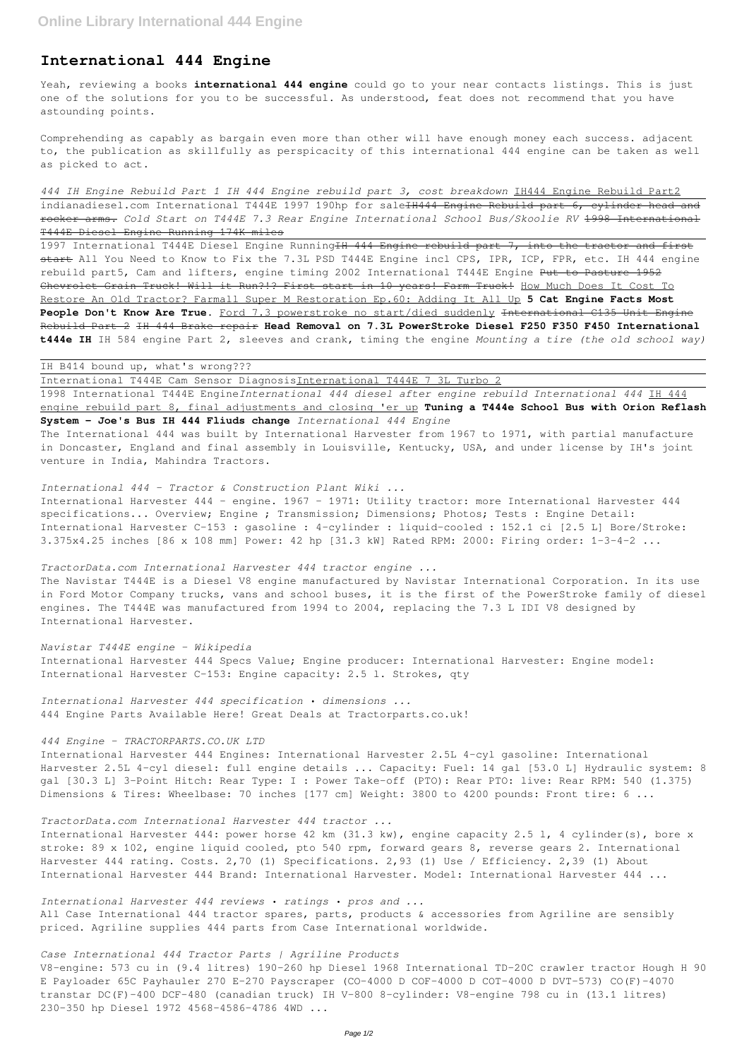# International 444 Engine

Yeah, reviewing a books **international 444 engine** could go to your near contacts listings. This is just one of the solutions for you to be successful. As understood, feat does not recommend that you have astounding points.

Comprehending as capably as bargain even more than other will have enough money each success. adjacent to, the publication as skillfully as perspicacity of this international 444 engine can be taken as well as picked to act.

*444 IH Engine Rebuild Part 1 IH 444 Engine rebuild part 3, cost breakdown* IH444 Engine Rebuild Part2 indianadiesel.com International T444E 1997 190hp for sale~~IH444 Engine Rebuild part 6, cylinder head and rocker arms.~~ *Cold Start on T444E 7.3 Rear Engine International School Bus/Skoolie RV* ~~1998 International T444E Diesel Engine Running 174K miles~~

1997 International T444E Diesel Engine Running~~IH 444 Engine rebuild part 7, into the tractor and first start~~ All You Need to Know to Fix the 7.3L PSD T444E Engine incl CPS, IPR, ICP, FPR, etc. IH 444 engine rebuild part5, Cam and lifters, engine timing 2002 International T444E Engine ~~Put to Pasture 1952 Chevrolet Grain Truck! Will it Run?!? First start in 10 years! Farm Truck!~~ How Much Does It Cost To Restore An Old Tractor? Farmall Super M Restoration Ep.60: Adding It All Up **5 Cat Engine Facts Most People Don't Know Are True.** Ford 7.3 powerstroke no start/died suddenly ~~International C135 Unit Engine Rebuild Part 2~~ ~~IH 444 Brake repair~~ **Head Removal on 7.3L PowerStroke Diesel F250 F350 F450 International t444e IH** IH 584 engine Part 2, sleeves and crank, timing the engine *Mounting a tire (the old school way)*

IH B414 bound up, what's wrong???

International T444E Cam Sensor DiagnosisInternational T444E 7 3L Turbo 2

1998 International T444E Engine*International 444 diesel after engine rebuild International 444* IH 444 engine rebuild part 8, final adjustments and closing 'er up **Tuning a T444e School Bus with Orion Reflash System - Joe's Bus IH 444 Fliuds change** *International 444 Engine*

The International 444 was built by International Harvester from 1967 to 1971, with partial manufacture in Doncaster, England and final assembly in Louisville, Kentucky, USA, and under license by IH's joint venture in India, Mahindra Tractors.

*International 444 - Tractor & Construction Plant Wiki ...*

International Harvester 444 - engine. 1967 - 1971: Utility tractor: more International Harvester 444 specifications... Overview; Engine ; Transmission; Dimensions; Photos; Tests : Engine Detail: International Harvester C-153 : gasoline : 4-cylinder : liquid-cooled : 152.1 ci [2.5 L] Bore/Stroke: 3.375x4.25 inches [86 x 108 mm] Power: 42 hp [31.3 kW] Rated RPM: 2000: Firing order: 1-3-4-2 ...

*TractorData.com International Harvester 444 tractor engine ...*

The Navistar T444E is a Diesel V8 engine manufactured by Navistar International Corporation. In its use in Ford Motor Company trucks, vans and school buses, it is the first of the PowerStroke family of diesel engines. The T444E was manufactured from 1994 to 2004, replacing the 7.3 L IDI V8 designed by International Harvester.

*Navistar T444E engine - Wikipedia*

International Harvester 444 Specs Value; Engine producer: International Harvester: Engine model: International Harvester C-153: Engine capacity: 2.5 l. Strokes, qty

*International Harvester 444 specification • dimensions ...*

444 Engine Parts Available Here! Great Deals at Tractorparts.co.uk!

*444 Engine - TRACTORPARTS.CO.UK LTD*

International Harvester 444 Engines: International Harvester 2.5L 4-cyl gasoline: International Harvester 2.5L 4-cyl diesel: full engine details ... Capacity: Fuel: 14 gal [53.0 L] Hydraulic system: 8 gal [30.3 L] 3-Point Hitch: Rear Type: I : Power Take-off (PTO): Rear PTO: live: Rear RPM: 540 (1.375) Dimensions & Tires: Wheelbase: 70 inches [177 cm] Weight: 3800 to 4200 pounds: Front tire: 6 ...

*TractorData.com International Harvester 444 tractor ...*

International Harvester 444: power horse 42 km (31.3 kw), engine capacity 2.5 l, 4 cylinder(s), bore x stroke: 89 x 102, engine liquid cooled, pto 540 rpm, forward gears 8, reverse gears 2. International Harvester 444 rating. Costs. 2,70 (1) Specifications. 2,93 (1) Use / Efficiency. 2,39 (1) About International Harvester 444 Brand: International Harvester. Model: International Harvester 444 ...

*International Harvester 444 reviews • ratings • pros and ...*

All Case International 444 tractor spares, parts, products & accessories from Agriline are sensibly priced. Agriline supplies 444 parts from Case International worldwide.

*Case International 444 Tractor Parts | Agriline Products*

V8-engine: 573 cu in (9.4 litres) 190-260 hp Diesel 1968 International TD-20C crawler tractor Hough H 90 E Payloader 65C Payhauler 270 E-270 Payscraper (CO-4000 D COF-4000 D COT-4000 D DVT-573) CO(F)-4070 transtar DC(F)-400 DCF-480 (canadian truck) IH V-800 8-cylinder: V8-engine 798 cu in (13.1 litres) 230-350 hp Diesel 1972 4568-4586-4786 4WD ...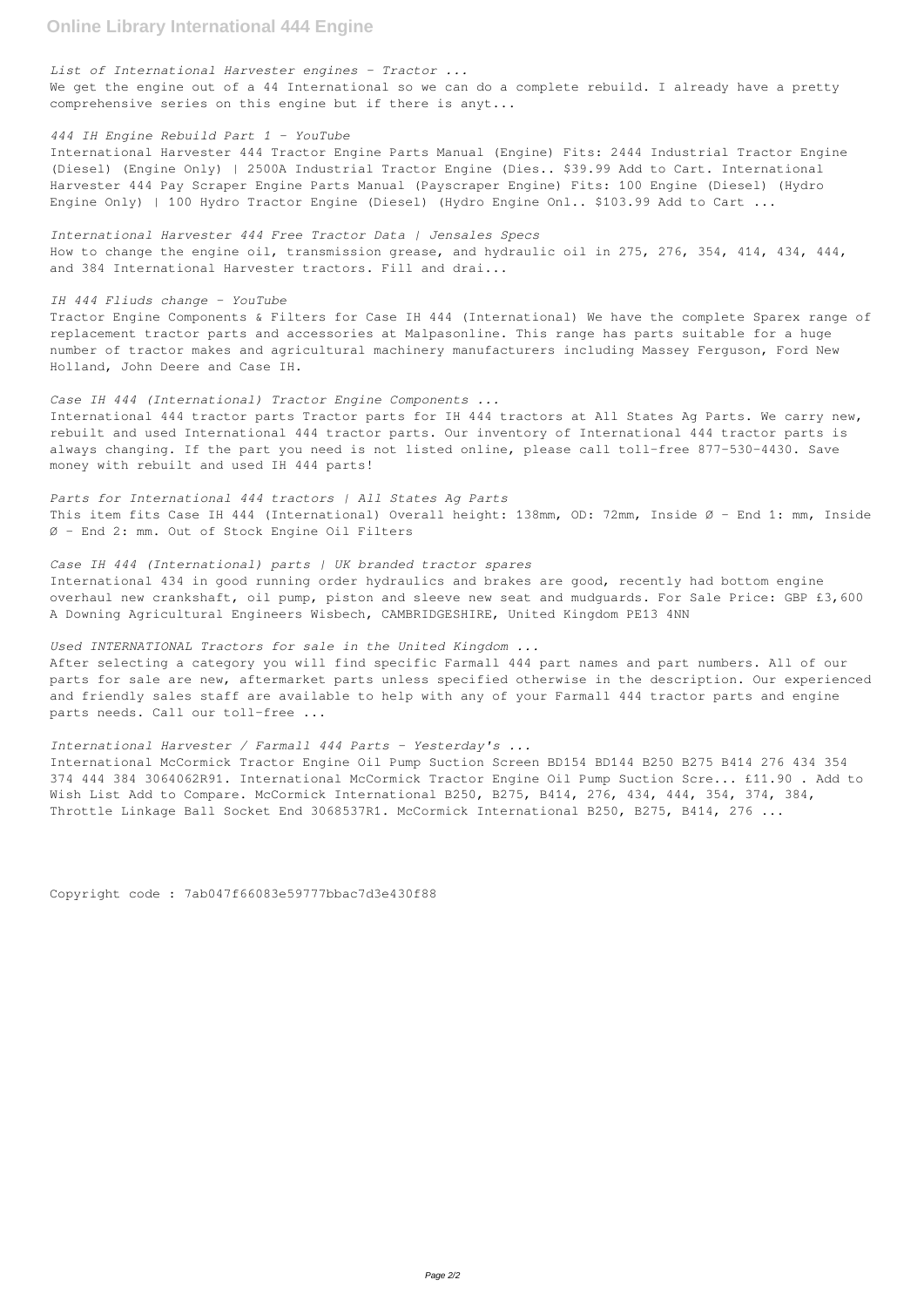*List of International Harvester engines - Tractor ...*

We get the engine out of a 44 International so we can do a complete rebuild. I already have a pretty comprehensive series on this engine but if there is anyt...

*444 IH Engine Rebuild Part 1 - YouTube*

International Harvester 444 Tractor Engine Parts Manual (Engine) Fits: 2444 Industrial Tractor Engine (Diesel) (Engine Only) | 2500A Industrial Tractor Engine (Dies.. $39.99 Add to Cart. International Harvester 444 Pay Scraper Engine Parts Manual (Payscraper Engine) Fits: 100 Engine (Diesel) (Hydro Engine Only) | 100 Hydro Tractor Engine (Diesel) (Hydro Engine Onl.. $103.99 Add to Cart ...

*International Harvester 444 Free Tractor Data | Jensales Specs*

How to change the engine oil, transmission grease, and hydraulic oil in 275, 276, 354, 414, 434, 444, and 384 International Harvester tractors. Fill and drai...

*IH 444 Fliuds change - YouTube*

Tractor Engine Components & Filters for Case IH 444 (International) We have the complete Sparex range of replacement tractor parts and accessories at Malpasonline. This range has parts suitable for a huge number of tractor makes and agricultural machinery manufacturers including Massey Ferguson, Ford New Holland, John Deere and Case IH.

*Case IH 444 (International) Tractor Engine Components ...*

International 444 tractor parts Tractor parts for IH 444 tractors at All States Ag Parts. We carry new, rebuilt and used International 444 tractor parts. Our inventory of International 444 tractor parts is always changing. If the part you need is not listed online, please call toll-free 877-530-4430. Save money with rebuilt and used IH 444 parts!

*Parts for International 444 tractors | All States Ag Parts*

This item fits Case IH 444 (International) Overall height: 138mm, OD: 72mm, Inside Ø - End 1: mm, Inside Ø - End 2: mm. Out of Stock Engine Oil Filters

*Case IH 444 (International) parts | UK branded tractor spares*

International 434 in good running order hydraulics and brakes are good, recently had bottom engine overhaul new crankshaft, oil pump, piston and sleeve new seat and mudguards. For Sale Price: GBP £3,600 A Downing Agricultural Engineers Wisbech, CAMBRIDGESHIRE, United Kingdom PE13 4NN

*Used INTERNATIONAL Tractors for sale in the United Kingdom ...*

After selecting a category you will find specific Farmall 444 part names and part numbers. All of our parts for sale are new, aftermarket parts unless specified otherwise in the description. Our experienced and friendly sales staff are available to help with any of your Farmall 444 tractor parts and engine parts needs. Call our toll-free ...

*International Harvester / Farmall 444 Parts - Yesterday's ...*

International McCormick Tractor Engine Oil Pump Suction Screen BD154 BD144 B250 B275 B414 276 434 354 374 444 384 3064062R91. International McCormick Tractor Engine Oil Pump Suction Scre... £11.90 . Add to Wish List Add to Compare. McCormick International B250, B275, B414, 276, 434, 444, 354, 374, 384, Throttle Linkage Ball Socket End 3068537R1. McCormick International B250, B275, B414, 276 ...

Copyright code : 7ab047f66083e59777bbac7d3e430f88